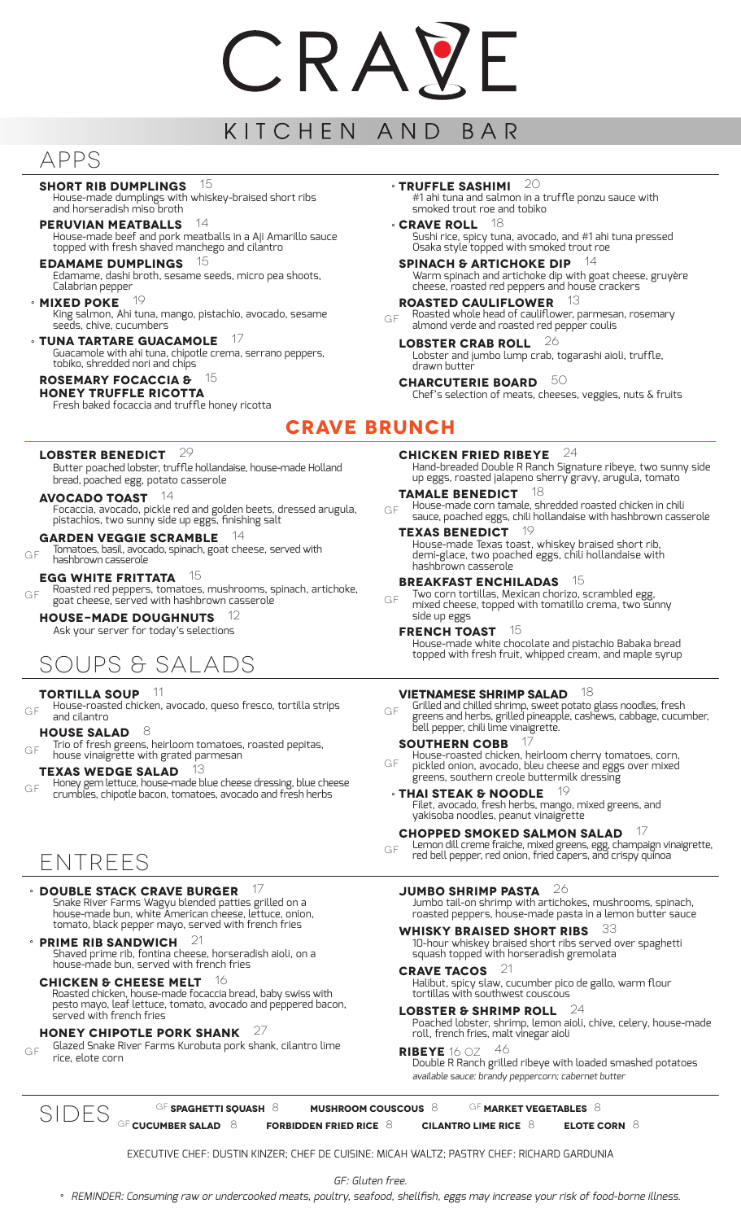# CRAVE

## KITCHEN AND BAR

## APPS

**SHORT RIB DUMPLINGS** 15
House-made dumplings with whiskey-braised short ribs and horseradish miso broth

**PERUVIAN MEATBALLS** 14
House-made beef and pork meatballs in a Aji Amarillo sauce topped with fresh shaved manchego and cilantro

**EDAMAME DUMPLINGS** 15
Edamame, dashi broth, sesame seeds, micro pea shoots, Calabrian pepper

° **MIXED POKE** 19
King salmon, Ahi tuna, mango, pistachio, avocado, sesame seeds, chive, cucumbers

° **TUNA TARTARE GUACAMOLE** 17
Guacamole with ahi tuna, chipotle crema, serrano peppers, tobiko, shredded nori and chips

**ROSEMARY FOCACCIA & HONEY TRUFFLE RICOTTA** 15
Fresh baked focaccia and truffle honey ricotta

° **TRUFFLE SASHIMI** 20
#1 ahi tuna and salmon in a truffle ponzu sauce with smoked trout roe and tobiko

° **CRAVE ROLL** 18
Sushi rice, spicy tuna, avocado, and #1 ahi tuna pressed Osaka style topped with smoked trout roe

**SPINACH & ARTICHOKE DIP** 14
Warm spinach and artichoke dip with goat cheese, gruyère cheese, roasted red peppers and house crackers

**ROASTED CAULIFLOWER** 13
GF Roasted whole head of cauliflower, parmesan, rosemary almond verde and roasted red pepper coulis

**LOBSTER CRAB ROLL** 26
Lobster and jumbo lump crab, togarashi aioli, truffle, drawn butter

**CHARCUTERIE BOARD** 50
Chef's selection of meats, cheeses, veggies, nuts & fruits

## CRAVE BRUNCH

**LOBSTER BENEDICT** 29
Butter poached lobster, truffle hollandaise, house-made Holland bread, poached egg, potato casserole

**AVOCADO TOAST** 14
Focaccia, avocado, pickle red and golden beets, dressed arugula, pistachios, two sunny side up eggs, finishing salt

**GARDEN VEGGIE SCRAMBLE** 14
GF Tomatoes, basil, avocado, spinach, goat cheese, served with hashbrown casserole

**EGG WHITE FRITTATA** 15
GF Roasted red peppers, tomatoes, mushrooms, spinach, artichoke, goat cheese, served with hashbrown casserole

**HOUSE-MADE DOUGHNUTS** 12
Ask your server for today's selections

**CHICKEN FRIED RIBEYE** 24
Hand-breaded Double R Ranch Signature ribeye, two sunny side up eggs, roasted jalapeno sherry gravy, arugula, tomato

**TAMALE BENEDICT** 18
GF House-made corn tamale, shredded roasted chicken in chili sauce, poached eggs, chili hollandaise with hashbrown casserole

**TEXAS BENEDICT** 19
House-made Texas toast, whiskey braised short rib, demi-glace, two poached eggs, chili hollandaise with hashbrown casserole

**BREAKFAST ENCHILADAS** 15
GF Two corn tortillas, Mexican chorizo, scrambled egg, mixed cheese, topped with tomatillo crema, two sunny side up eggs

**FRENCH TOAST** 15
House-made white chocolate and pistachio Babaka bread topped with fresh fruit, whipped cream, and maple syrup

## SOUPS & SALADS

**TORTILLA SOUP** 11
GF House-roasted chicken, avocado, queso fresco, tortilla strips and cilantro

**HOUSE SALAD** 8
GF Trio of fresh greens, heirloom tomatoes, roasted pepitas, house vinaigrette with grated parmesan

**TEXAS WEDGE SALAD** 13
GF Honey gem lettuce, house-made blue cheese dressing, blue cheese crumbles, chipotle bacon, tomatoes, avocado and fresh herbs

**VIETNAMESE SHRIMP SALAD** 18
GF Grilled and chilled shrimp, sweet potato glass noodles, fresh greens and herbs, grilled pineapple, cashews, cabbage, cucumber, bell pepper, chili lime vinaigrette.

**SOUTHERN COBB** 17
GF House-roasted chicken, heirloom cherry tomatoes, corn, pickled onion, avocado, bleu cheese and eggs over mixed greens, southern creole buttermilk dressing

° **THAI STEAK & NOODLE** 19
Filet, avocado, fresh herbs, mango, mixed greens, and yakisoba noodles, peanut vinaigrette

**CHOPPED SMOKED SALMON SALAD** 17
GF Lemon dill creme fraiche, mixed greens, egg, champaign vinaigrette, red bell pepper, red onion, fried capers, and crispy quinoa

## ENTREES

° **DOUBLE STACK CRAVE BURGER** 17
Snake River Farms Wagyu blended patties grilled on a house-made bun, white American cheese, lettuce, onion, tomato, black pepper mayo, served with french fries

° **PRIME RIB SANDWICH** 21
Shaved prime rib, fontina cheese, horseradish aioli, on a house-made bun, served with french fries

**CHICKEN & CHEESE MELT** 16
Roasted chicken, house-made focaccia bread, baby swiss with pesto mayo, leaf lettuce, tomato, avocado and peppered bacon, served with french fries

**HONEY CHIPOTLE PORK SHANK** 27
GF Glazed Snake River Farms Kurobuta pork shank, cilantro lime rice, elote corn

**JUMBO SHRIMP PASTA** 26
Jumbo tail-on shrimp with artichokes, mushrooms, spinach, roasted peppers, house-made pasta in a lemon butter sauce

**WHISKY BRAISED SHORT RIBS** 33
10-hour whiskey braised short ribs served over spaghetti squash topped with horseradish gremolata

**CRAVE TACOS** 21
Halibut, spicy slaw, cucumber pico de gallo, warm flour tortillas with southwest couscous

**LOBSTER & SHRIMP ROLL** 24
Poached lobster, shrimp, lemon aioli, chive, celery, house-made roll, french fries, malt vinegar aioli

**RIBEYE** 16 OZ 46
Double R Ranch grilled ribeye with loaded smashed potatoes
*available sauce: brandy peppercorn; cabernet butter*

## SIDES

GF **SPAGHETTI SQUASH** 8 | **MUSHROOM COUSCOUS** 8 | GF **MARKET VEGETABLES** 8
GF **CUCUMBER SALAD** 8 | **FORBIDDEN FRIED RICE** 8 | **CILANTRO LIME RICE** 8 | **ELOTE CORN** 8

EXECUTIVE CHEF: DUSTIN KINZER; CHEF DE CUISINE: MICAH WALTZ; PASTRY CHEF: RICHARD GARDUNIA

*GF: Gluten free.*

*° REMINDER: Consuming raw or undercooked meats, poultry, seafood, shellfish, eggs may increase your risk of food-borne illness.*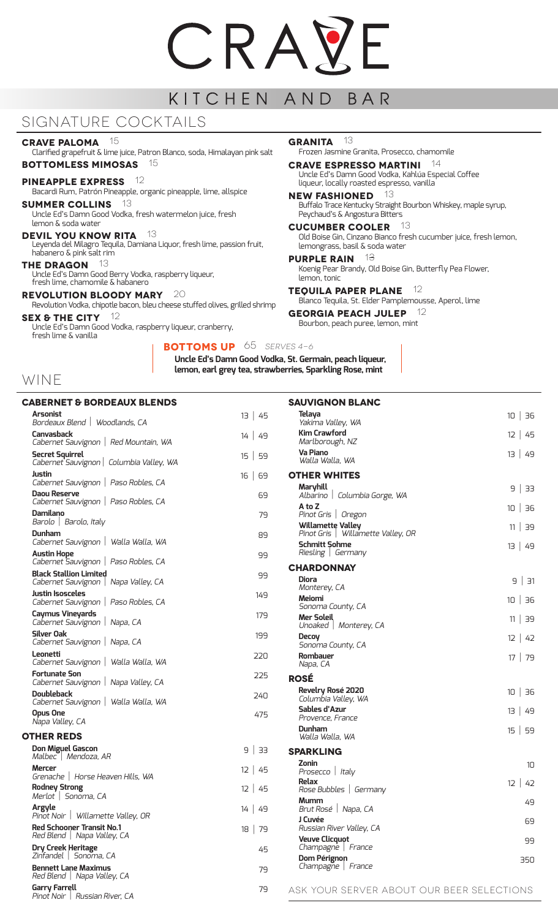# CRAVE

## KITCHEN AND BAR

## SIGNATURE COCKTAILS

**CRAVE PALOMA** 15
Clarified grapefruit & lime juice, Patron Blanco, soda, Himalayan pink salt

**BOTTOMLESS MIMOSAS** 15

**PINEAPPLE EXPRESS** 12
Bacardi Rum, Patrón Pineapple, organic pineapple, lime, allspice

**SUMMER COLLINS** 13
Uncle Ed's Damn Good Vodka, fresh watermelon juice, fresh lemon & soda water

**DEVIL YOU KNOW RITA** 13
Leyenda del Milagro Tequila, Damiana Liquor, fresh lime, passion fruit, habanero & pink salt rim

**THE DRAGON** 13
Uncle Ed's Damn Good Berry Vodka, raspberry liqueur, fresh lime, chamomile & habanero

**REVOLUTION BLOODY MARY** 20
Revolution Vodka, chipotle bacon, bleu cheese stuffed olives, grilled shrimp

**SEX & THE CITY** 12
Uncle Ed's Damn Good Vodka, raspberry liqueur, cranberry, fresh lime & vanilla

**GRANITA** 13
Frozen Jasmine Granita, Prosecco, chamomile

**CRAVE ESPRESSO MARTINI** 14
Uncle Ed's Damn Good Vodka, Kahlúa Especial Coffee liqueur, locally roasted espresso, vanilla

**NEW FASHIONED** 13
Buffalo Trace Kentucky Straight Bourbon Whiskey, maple syrup, Peychaud's & Angostura Bitters

**CUCUMBER COOLER** 13
Old Boise Gin, Cinzano Bianco fresh cucumber juice, fresh lemon, lemongrass, basil & soda water

**PURPLE RAIN** 13
Koenig Pear Brandy, Old Boise Gin, Butterfly Pea Flower, lemon, tonic

**TEQUILA PAPER PLANE** 12
Blanco Tequila, St. Elder Pamplemousse, Aperol, lime

**GEORGIA PEACH JULEP** 12
Bourbon, peach puree, lemon, mint

**BOTTOMS UP** 65 *SERVES 4-6*
**Uncle Ed's Damn Good Vodka, St. Germain, peach liqueur, lemon, earl grey tea, strawberries, Sparkling Rose, mint**

## WINE

### CABERNET & BORDEAUX BLENDS

| | |
|---|---|
| **Arsonist** *Bordeaux Blend \| Woodlands, CA* | 13 \| 45 |
| **Canvasback** *Cabernet Sauvignon \| Red Mountain, WA* | 14 \| 49 |
| **Secret Squirrel** *Cabernet Sauvignon \| Columbia Valley, WA* | 15 \| 59 |
| **Justin** *Cabernet Sauvignon \| Paso Robles, CA* | 16 \| 69 |
| **Daou Reserve** *Cabernet Sauvignon \| Paso Robles, CA* | 69 |
| **Damilano** *Barolo \| Barolo, Italy* | 79 |
| **Dunham** *Cabernet Sauvignon \| Walla Walla, WA* | 89 |
| **Austin Hope** *Cabernet Sauvignon \| Paso Robles, CA* | 99 |
| **Black Stallion Limited** *Cabernet Sauvignon \| Napa Valley, CA* | 99 |
| **Justin Isosceles** *Cabernet Sauvignon \| Paso Robles, CA* | 149 |
| **Caymus Vineyards** *Cabernet Sauvignon \| Napa, CA* | 179 |
| **Silver Oak** *Cabernet Sauvignon \| Napa, CA* | 199 |
| **Leonetti** *Cabernet Sauvignon \| Walla Walla, WA* | 220 |
| **Fortunate Son** *Cabernet Sauvignon \| Napa Valley, CA* | 225 |
| **Doubleback** *Cabernet Sauvignon \| Walla Walla, WA* | 240 |
| **Opus One** *Napa Valley, CA* | 475 |

### OTHER REDS

| | |
|---|---|
| **Don Miguel Gascon** *Malbec \| Mendoza, AR* | 9 \| 33 |
| **Mercer** *Grenache \| Horse Heaven Hills, WA* | 12 \| 45 |
| **Rodney Strong** *Merlot \| Sonoma, CA* | 12 \| 45 |
| **Argyle** *Pinot Noir \| Willamette Valley, OR* | 14 \| 49 |
| **Red Schooner Transit No.1** *Red Blend \| Napa Valley, CA* | 18 \| 79 |
| **Dry Creek Heritage** *Zinfandel \| Sonoma, CA* | 45 |
| **Bennett Lane Maximus** *Red Blend \| Napa Valley, CA* | 79 |
| **Garry Farrell** *Pinot Noir \| Russian River, CA* | 79 |

### SAUVIGNON BLANC

| | |
|---|---|
| **Telaya** *Yakima Valley, WA* | 10 \| 36 |
| **Kim Crawford** *Marlborough, NZ* | 12 \| 45 |
| **Va Piano** *Walla Walla, WA* | 13 \| 49 |

### OTHER WHITES

| | |
|---|---|
| **Maryhill** *Albarino \| Columbia Gorge, WA* | 9 \| 33 |
| **A to Z** *Pinot Gris \| Oregon* | 10 \| 36 |
| **Willamette Valley** *Pinot Gris \| Willamette Valley, OR* | 11 \| 39 |
| **Schmitt Sohme** *Riesling \| Germany* | 13 \| 49 |

### CHARDONNAY

| | |
|---|---|
| **Diora** *Monterey, CA* | 9 \| 31 |
| **Meiomi** *Sonoma County, CA* | 10 \| 36 |
| **Mer Soleil** *Unoaked \| Monterey, CA* | 11 \| 39 |
| **Decoy** *Sonoma County, CA* | 12 \| 42 |
| **Rombauer** *Napa, CA* | 17 \| 79 |

### ROSÉ

| | |
|---|---|
| **Revelry Rosé 2020** *Columbia Valley, WA* | 10 \| 36 |
| **Sables d'Azur** *Provence, France* | 13 \| 49 |
| **Dunham** *Walla Walla, WA* | 15 \| 59 |

### SPARKLING

| | |
|---|---|
| **Zonin** *Prosecco \| Italy* | 10 |
| **Relax** *Rose Bubbles \| Germany* | 12 \| 42 |
| **Mumm** *Brut Rosé \| Napa, CA* | 49 |
| **J Cuvée** *Russian River Valley, CA* | 69 |
| **Veuve Clicquot** *Champagne \| France* | 99 |
| **Dom Pérignon** *Champagne \| France* | 350 |

ASK YOUR SERVER ABOUT OUR BEER SELECTIONS